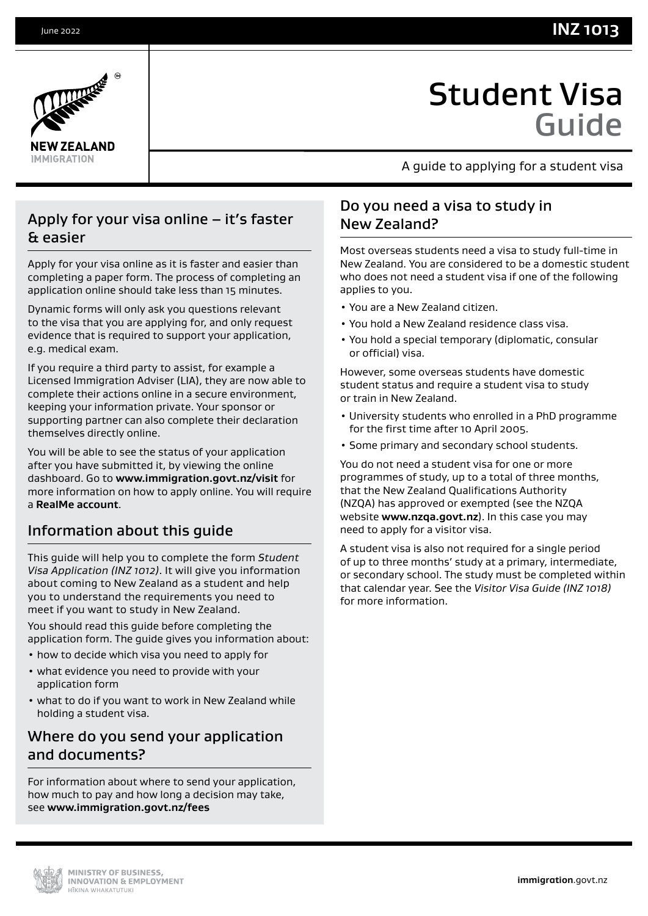# Student Visa Guide

A guide to applying for a student visa

## Apply for your visa online – it's faster & easier

Apply for your visa online as it is faster and easier than completing a paper form. The process of completing an application online should take less than 15 minutes.

Dynamic forms will only ask you questions relevant to the visa that you are applying for, and only request evidence that is required to support your application, e.g. medical exam.

If you require a third party to assist, for example a Licensed Immigration Adviser (LIA), they are now able to complete their actions online in a secure environment, keeping your information private. Your sponsor or supporting partner can also complete their declaration themselves directly online.

You will be able to see the status of your application after you have submitted it, by viewing the online dashboard. Go to **www.immigration.govt.nz/visit** for more information on how to apply online. You will require a **RealMe account**.

## Information about this guide

This guide will help you to complete the form *Student Visa Application (INZ 1012)*. It will give you information about coming to New Zealand as a student and help you to understand the requirements you need to meet if you want to study in New Zealand.

You should read this guide before completing the application form. The guide gives you information about:

- how to decide which visa you need to apply for
- what evidence you need to provide with your application form
- what to do if you want to work in New Zealand while holding a student visa.

## Where do you send your application and documents?

For information about where to send your application, how much to pay and how long a decision may take, see **www.immigration.govt.nz/fees**

## Do you need a visa to study in New Zealand?

Most overseas students need a visa to study full-time in New Zealand. You are considered to be a domestic student who does not need a student visa if one of the following applies to you.

- You are a New Zealand citizen.
- You hold a New Zealand residence class visa.
- You hold a special temporary (diplomatic, consular or official) visa.

However, some overseas students have domestic student status and require a student visa to study or train in New Zealand.

- University students who enrolled in a PhD programme for the first time after 10 April 2005.
- Some primary and secondary school students.

You do not need a student visa for one or more programmes of study, up to a total of three months, that the New Zealand Qualifications Authority (NZQA) has approved or exempted (see the NZQA website **www.nzqa.govt.nz**). In this case you may need to apply for a visitor visa.

A student visa is also not required for a single period of up to three months' study at a primary, intermediate, or secondary school. The study must be completed within that calendar year. See the *Visitor Visa Guide (INZ 1018)* for more information.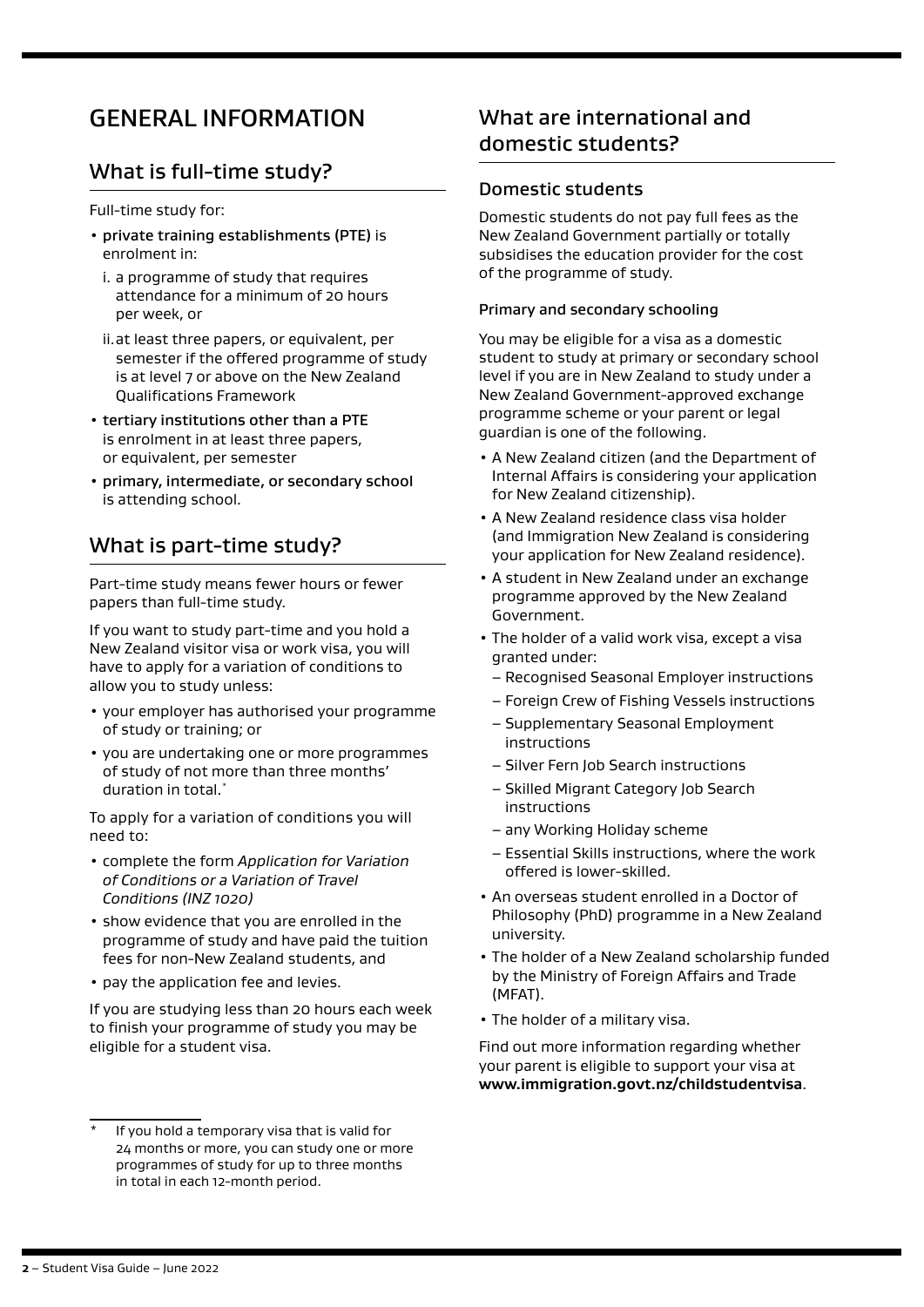# GENERAL INFORMATION

## What is full-time study?

Full-time study for:

- **private training establishments (PTE)** is enrolment in:
  - i. a programme of study that requires attendance for a minimum of 20 hours per week, or
  - ii. at least three papers, or equivalent, per semester if the offered programme of study is at level 7 or above on the New Zealand Qualifications Framework
- **tertiary institutions other than a PTE** is enrolment in at least three papers, or equivalent, per semester
- **primary, intermediate, or secondary school** is attending school.

## What is part-time study?

Part-time study means fewer hours or fewer papers than full-time study.

If you want to study part-time and you hold a New Zealand visitor visa or work visa, you will have to apply for a variation of conditions to allow you to study unless:

- your employer has authorised your programme of study or training; or
- you are undertaking one or more programmes of study of not more than three months' duration in total.*

To apply for a variation of conditions you will need to:

- complete the form *Application for Variation of Conditions or a Variation of Travel Conditions (INZ 1020)*
- show evidence that you are enrolled in the programme of study and have paid the tuition fees for non-New Zealand students, and
- pay the application fee and levies.

If you are studying less than 20 hours each week to finish your programme of study you may be eligible for a student visa.

\* If you hold a temporary visa that is valid for 24 months or more, you can study one or more programmes of study for up to three months in total in each 12-month period.

## What are international and domestic students?

### Domestic students

Domestic students do not pay full fees as the New Zealand Government partially or totally subsidises the education provider for the cost of the programme of study.

#### Primary and secondary schooling

You may be eligible for a visa as a domestic student to study at primary or secondary school level if you are in New Zealand to study under a New Zealand Government-approved exchange programme scheme or your parent or legal guardian is one of the following.

- A New Zealand citizen (and the Department of Internal Affairs is considering your application for New Zealand citizenship).
- A New Zealand residence class visa holder (and Immigration New Zealand is considering your application for New Zealand residence).
- A student in New Zealand under an exchange programme approved by the New Zealand Government.
- The holder of a valid work visa, except a visa granted under:
  - Recognised Seasonal Employer instructions
  - Foreign Crew of Fishing Vessels instructions
  - Supplementary Seasonal Employment instructions
  - Silver Fern Job Search instructions
  - Skilled Migrant Category Job Search instructions
  - any Working Holiday scheme
  - Essential Skills instructions, where the work offered is lower-skilled.
- An overseas student enrolled in a Doctor of Philosophy (PhD) programme in a New Zealand university.
- The holder of a New Zealand scholarship funded by the Ministry of Foreign Affairs and Trade (MFAT).
- The holder of a military visa.

Find out more information regarding whether your parent is eligible to support your visa at **www.immigration.govt.nz/childstudentvisa**.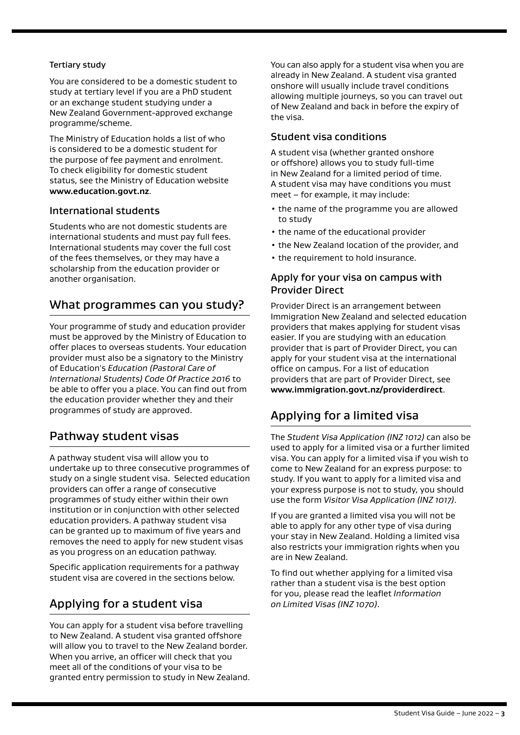#### Tertiary study

You are considered to be a domestic student to study at tertiary level if you are a PhD student or an exchange student studying under a New Zealand Government-approved exchange programme/scheme.

The Ministry of Education holds a list of who is considered to be a domestic student for the purpose of fee payment and enrolment. To check eligibility for domestic student status, see the Ministry of Education website **www.education.govt.nz**.

### International students

Students who are not domestic students are international students and must pay full fees. International students may cover the full cost of the fees themselves, or they may have a scholarship from the education provider or another organisation.

## What programmes can you study?

Your programme of study and education provider must be approved by the Ministry of Education to offer places to overseas students. Your education provider must also be a signatory to the Ministry of Education's *Education (Pastoral Care of International Students) Code Of Practice 2016* to be able to offer you a place. You can find out from the education provider whether they and their programmes of study are approved.

## Pathway student visas

A pathway student visa will allow you to undertake up to three consecutive programmes of study on a single student visa. Selected education providers can offer a range of consecutive programmes of study either within their own institution or in conjunction with other selected education providers. A pathway student visa can be granted up to maximum of five years and removes the need to apply for new student visas as you progress on an education pathway.

Specific application requirements for a pathway student visa are covered in the sections below.

## Applying for a student visa

You can apply for a student visa before travelling to New Zealand. A student visa granted offshore will allow you to travel to the New Zealand border. When you arrive, an officer will check that you meet all of the conditions of your visa to be granted entry permission to study in New Zealand.

You can also apply for a student visa when you are already in New Zealand. A student visa granted onshore will usually include travel conditions allowing multiple journeys, so you can travel out of New Zealand and back in before the expiry of the visa.

### Student visa conditions

A student visa (whether granted onshore or offshore) allows you to study full-time in New Zealand for a limited period of time. A student visa may have conditions you must meet – for example, it may include:

- the name of the programme you are allowed to study
- the name of the educational provider
- the New Zealand location of the provider, and
- the requirement to hold insurance.

### Apply for your visa on campus with Provider Direct

Provider Direct is an arrangement between Immigration New Zealand and selected education providers that makes applying for student visas easier. If you are studying with an education provider that is part of Provider Direct, you can apply for your student visa at the international office on campus. For a list of education providers that are part of Provider Direct, see **www.immigration.govt.nz/providerdirect**.

## Applying for a limited visa

The *Student Visa Application (INZ 1012)* can also be used to apply for a limited visa or a further limited visa. You can apply for a limited visa if you wish to come to New Zealand for an express purpose: to study. If you want to apply for a limited visa and your express purpose is not to study, you should use the form *Visitor Visa Application (INZ 1017)*.

If you are granted a limited visa you will not be able to apply for any other type of visa during your stay in New Zealand. Holding a limited visa also restricts your immigration rights when you are in New Zealand.

To find out whether applying for a limited visa rather than a student visa is the best option for you, please read the leaflet *Information on Limited Visas (INZ 1070)*.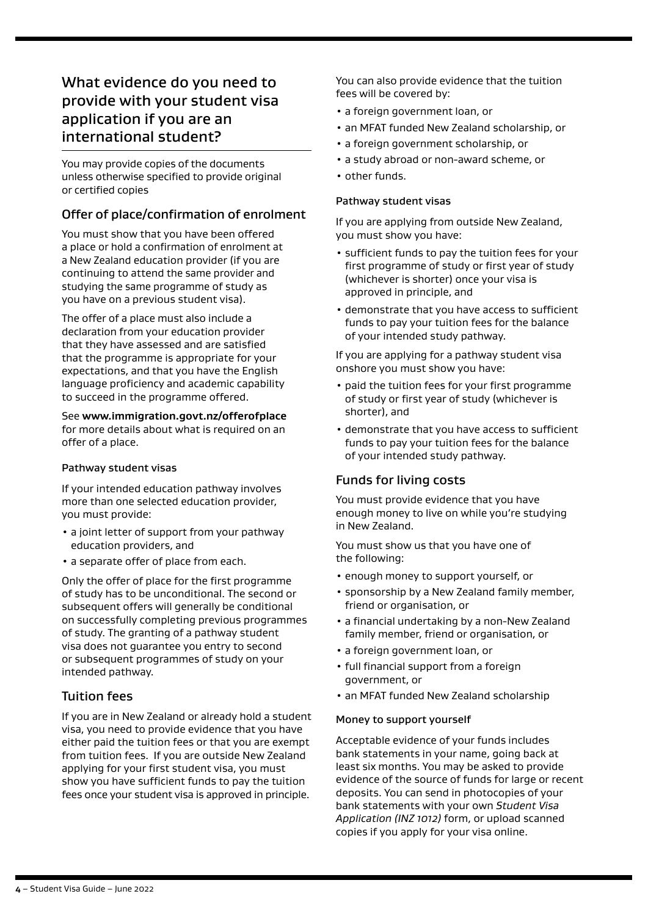## What evidence do you need to provide with your student visa application if you are an international student?

You may provide copies of the documents unless otherwise specified to provide original or certified copies

### Offer of place/confirmation of enrolment

You must show that you have been offered a place or hold a confirmation of enrolment at a New Zealand education provider (if you are continuing to attend the same provider and studying the same programme of study as you have on a previous student visa).

The offer of a place must also include a declaration from your education provider that they have assessed and are satisfied that the programme is appropriate for your expectations, and that you have the English language proficiency and academic capability to succeed in the programme offered.

See **www.immigration.govt.nz/offerofplace** for more details about what is required on an offer of a place.

#### Pathway student visas

If your intended education pathway involves more than one selected education provider, you must provide:

- a joint letter of support from your pathway education providers, and
- a separate offer of place from each.

Only the offer of place for the first programme of study has to be unconditional. The second or subsequent offers will generally be conditional on successfully completing previous programmes of study. The granting of a pathway student visa does not guarantee you entry to second or subsequent programmes of study on your intended pathway.

### Tuition fees

If you are in New Zealand or already hold a student visa, you need to provide evidence that you have either paid the tuition fees or that you are exempt from tuition fees. If you are outside New Zealand applying for your first student visa, you must show you have sufficient funds to pay the tuition fees once your student visa is approved in principle.

You can also provide evidence that the tuition fees will be covered by:

- a foreign government loan, or
- an MFAT funded New Zealand scholarship, or
- a foreign government scholarship, or
- a study abroad or non-award scheme, or
- other funds.

#### Pathway student visas

If you are applying from outside New Zealand, you must show you have:

- sufficient funds to pay the tuition fees for your first programme of study or first year of study (whichever is shorter) once your visa is approved in principle, and
- demonstrate that you have access to sufficient funds to pay your tuition fees for the balance of your intended study pathway.

If you are applying for a pathway student visa onshore you must show you have:

- paid the tuition fees for your first programme of study or first year of study (whichever is shorter), and
- demonstrate that you have access to sufficient funds to pay your tuition fees for the balance of your intended study pathway.

### Funds for living costs

You must provide evidence that you have enough money to live on while you're studying in New Zealand.

You must show us that you have one of the following:

- enough money to support yourself, or
- sponsorship by a New Zealand family member, friend or organisation, or
- a financial undertaking by a non-New Zealand family member, friend or organisation, or
- a foreign government loan, or
- full financial support from a foreign government, or
- an MFAT funded New Zealand scholarship

#### Money to support yourself

Acceptable evidence of your funds includes bank statements in your name, going back at least six months. You may be asked to provide evidence of the source of funds for large or recent deposits. You can send in photocopies of your bank statements with your own *Student Visa Application (INZ 1012)* form, or upload scanned copies if you apply for your visa online.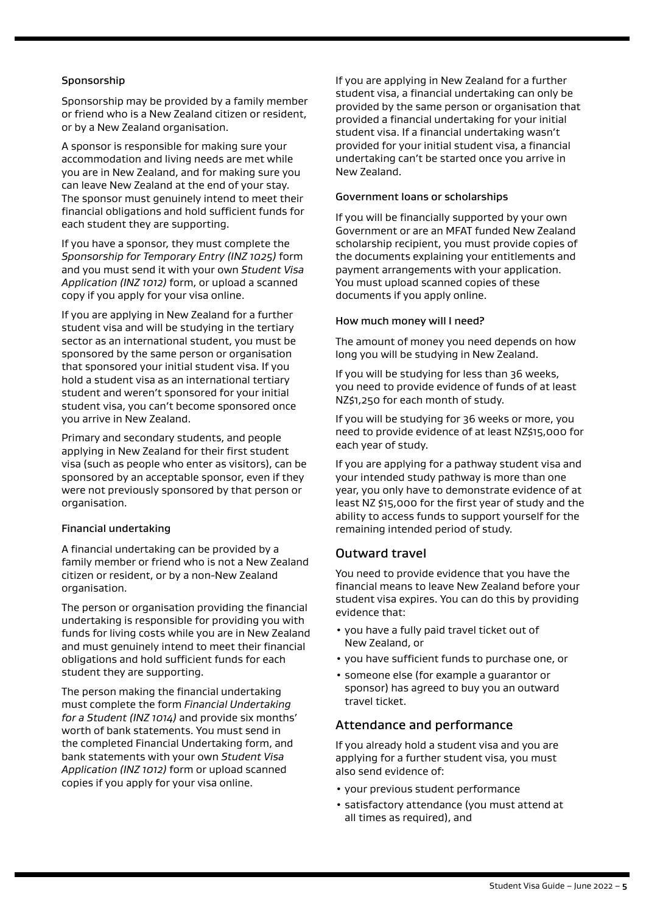#### Sponsorship

Sponsorship may be provided by a family member or friend who is a New Zealand citizen or resident, or by a New Zealand organisation.

A sponsor is responsible for making sure your accommodation and living needs are met while you are in New Zealand, and for making sure you can leave New Zealand at the end of your stay. The sponsor must genuinely intend to meet their financial obligations and hold sufficient funds for each student they are supporting.

If you have a sponsor, they must complete the *Sponsorship for Temporary Entry (INZ 1025)* form and you must send it with your own *Student Visa Application (INZ 1012)* form, or upload a scanned copy if you apply for your visa online.

If you are applying in New Zealand for a further student visa and will be studying in the tertiary sector as an international student, you must be sponsored by the same person or organisation that sponsored your initial student visa. If you hold a student visa as an international tertiary student and weren't sponsored for your initial student visa, you can't become sponsored once you arrive in New Zealand.

Primary and secondary students, and people applying in New Zealand for their first student visa (such as people who enter as visitors), can be sponsored by an acceptable sponsor, even if they were not previously sponsored by that person or organisation.

#### Financial undertaking

A financial undertaking can be provided by a family member or friend who is not a New Zealand citizen or resident, or by a non-New Zealand organisation.

The person or organisation providing the financial undertaking is responsible for providing you with funds for living costs while you are in New Zealand and must genuinely intend to meet their financial obligations and hold sufficient funds for each student they are supporting.

The person making the financial undertaking must complete the form *Financial Undertaking for a Student (INZ 1014)* and provide six months' worth of bank statements. You must send in the completed Financial Undertaking form, and bank statements with your own *Student Visa Application (INZ 1012)* form or upload scanned copies if you apply for your visa online.

If you are applying in New Zealand for a further student visa, a financial undertaking can only be provided by the same person or organisation that provided a financial undertaking for your initial student visa. If a financial undertaking wasn't provided for your initial student visa, a financial undertaking can't be started once you arrive in New Zealand.

#### Government loans or scholarships

If you will be financially supported by your own Government or are an MFAT funded New Zealand scholarship recipient, you must provide copies of the documents explaining your entitlements and payment arrangements with your application. You must upload scanned copies of these documents if you apply online.

#### How much money will I need?

The amount of money you need depends on how long you will be studying in New Zealand.

If you will be studying for less than 36 weeks, you need to provide evidence of funds of at least NZ$1,250 for each month of study.

If you will be studying for 36 weeks or more, you need to provide evidence of at least NZ$15,000 for each year of study.

If you are applying for a pathway student visa and your intended study pathway is more than one year, you only have to demonstrate evidence of at least NZ $15,000 for the first year of study and the ability to access funds to support yourself for the remaining intended period of study.

## Outward travel

You need to provide evidence that you have the financial means to leave New Zealand before your student visa expires. You can do this by providing evidence that:

- you have a fully paid travel ticket out of New Zealand, or
- you have sufficient funds to purchase one, or
- someone else (for example a guarantor or sponsor) has agreed to buy you an outward travel ticket.

## Attendance and performance

If you already hold a student visa and you are applying for a further student visa, you must also send evidence of:

- your previous student performance
- satisfactory attendance (you must attend at all times as required), and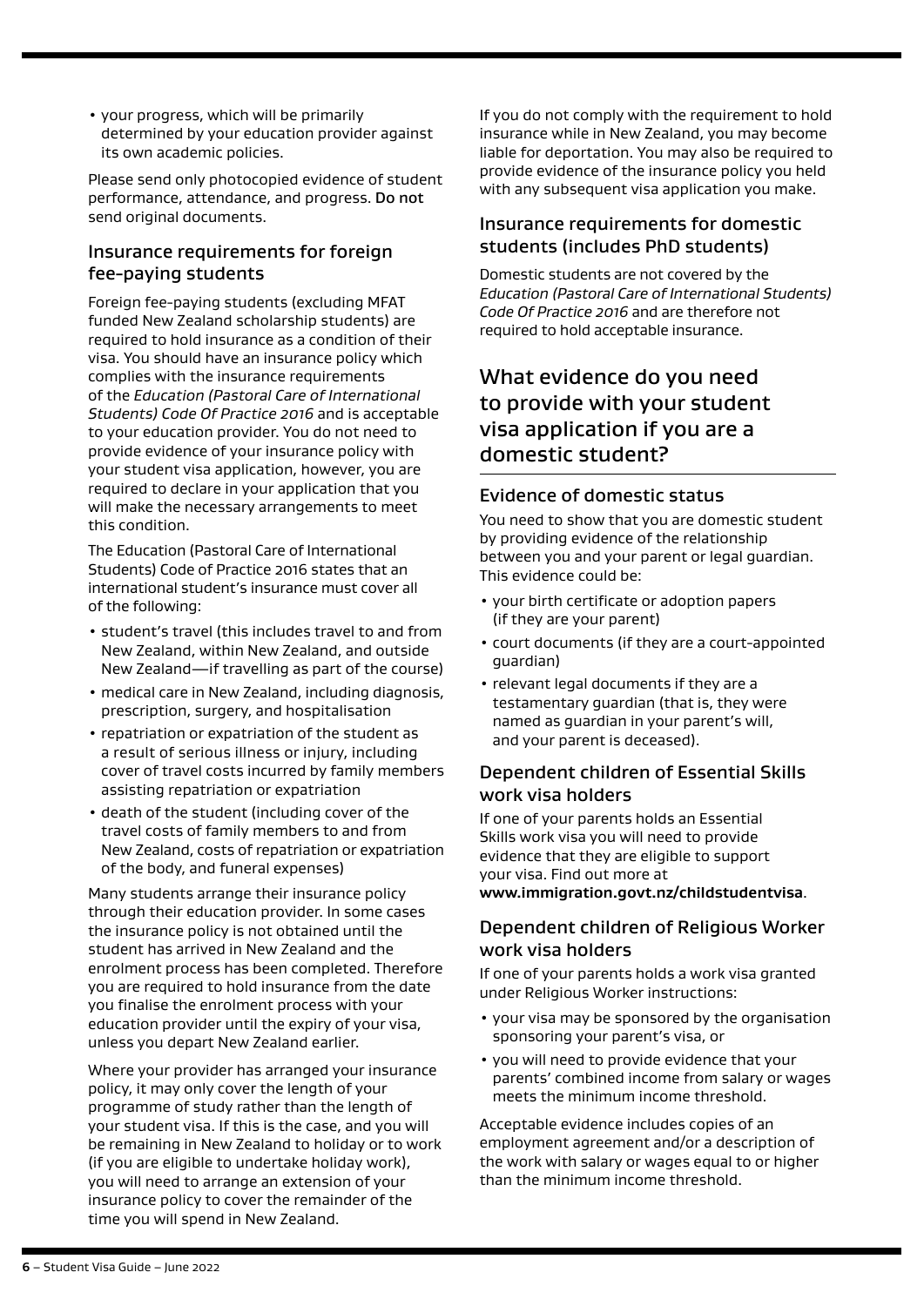- your progress, which will be primarily determined by your education provider against its own academic policies.

Please send only photocopied evidence of student performance, attendance, and progress. **Do not** send original documents.

### Insurance requirements for foreign fee-paying students

Foreign fee-paying students (excluding MFAT funded New Zealand scholarship students) are required to hold insurance as a condition of their visa. You should have an insurance policy which complies with the insurance requirements of the *Education (Pastoral Care of International Students) Code Of Practice 2016* and is acceptable to your education provider. You do not need to provide evidence of your insurance policy with your student visa application, however, you are required to declare in your application that you will make the necessary arrangements to meet this condition.

The Education (Pastoral Care of International Students) Code of Practice 2016 states that an international student's insurance must cover all of the following:

- student's travel (this includes travel to and from New Zealand, within New Zealand, and outside New Zealand—if travelling as part of the course)
- medical care in New Zealand, including diagnosis, prescription, surgery, and hospitalisation
- repatriation or expatriation of the student as a result of serious illness or injury, including cover of travel costs incurred by family members assisting repatriation or expatriation
- death of the student (including cover of the travel costs of family members to and from New Zealand, costs of repatriation or expatriation of the body, and funeral expenses)

Many students arrange their insurance policy through their education provider. In some cases the insurance policy is not obtained until the student has arrived in New Zealand and the enrolment process has been completed. Therefore you are required to hold insurance from the date you finalise the enrolment process with your education provider until the expiry of your visa, unless you depart New Zealand earlier.

Where your provider has arranged your insurance policy, it may only cover the length of your programme of study rather than the length of your student visa. If this is the case, and you will be remaining in New Zealand to holiday or to work (if you are eligible to undertake holiday work), you will need to arrange an extension of your insurance policy to cover the remainder of the time you will spend in New Zealand.

If you do not comply with the requirement to hold insurance while in New Zealand, you may become liable for deportation. You may also be required to provide evidence of the insurance policy you held with any subsequent visa application you make.

### Insurance requirements for domestic students (includes PhD students)

Domestic students are not covered by the *Education (Pastoral Care of International Students) Code Of Practice 2016* and are therefore not required to hold acceptable insurance.

## What evidence do you need to provide with your student visa application if you are a domestic student?

### Evidence of domestic status

You need to show that you are domestic student by providing evidence of the relationship between you and your parent or legal guardian. This evidence could be:

- your birth certificate or adoption papers (if they are your parent)
- court documents (if they are a court-appointed guardian)
- relevant legal documents if they are a testamentary guardian (that is, they were named as guardian in your parent's will, and your parent is deceased).

### Dependent children of Essential Skills work visa holders

If one of your parents holds an Essential Skills work visa you will need to provide evidence that they are eligible to support your visa. Find out more at **www.immigration.govt.nz/childstudentvisa**.

### Dependent children of Religious Worker work visa holders

If one of your parents holds a work visa granted under Religious Worker instructions:

- your visa may be sponsored by the organisation sponsoring your parent's visa, or
- you will need to provide evidence that your parents' combined income from salary or wages meets the minimum income threshold.

Acceptable evidence includes copies of an employment agreement and/or a description of the work with salary or wages equal to or higher than the minimum income threshold.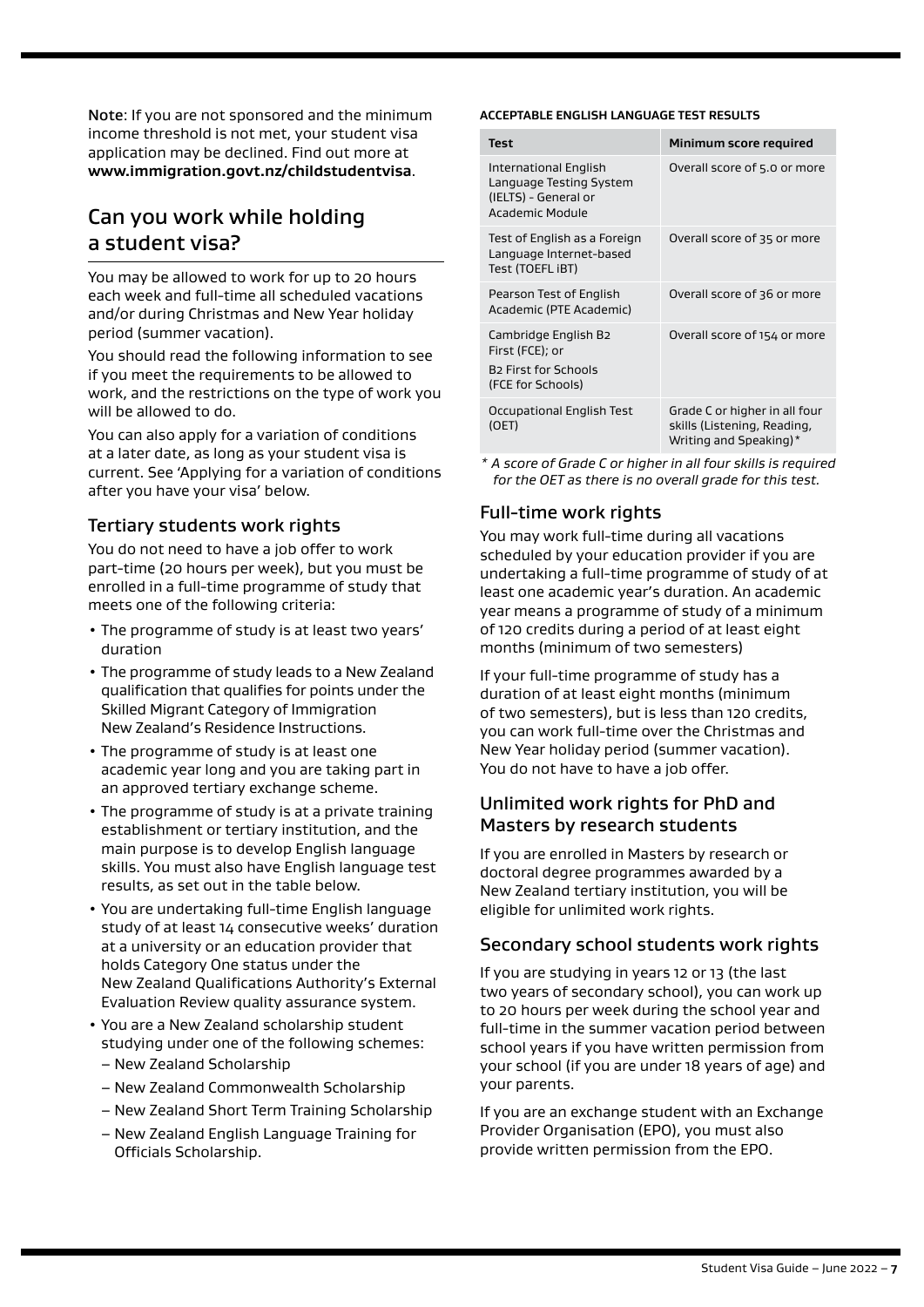**Note**: If you are not sponsored and the minimum income threshold is not met, your student visa application may be declined. Find out more at **www.immigration.govt.nz/childstudentvisa**.

## Can you work while holding a student visa?

You may be allowed to work for up to 20 hours each week and full-time all scheduled vacations and/or during Christmas and New Year holiday period (summer vacation).

You should read the following information to see if you meet the requirements to be allowed to work, and the restrictions on the type of work you will be allowed to do.

You can also apply for a variation of conditions at a later date, as long as your student visa is current. See 'Applying for a variation of conditions after you have your visa' below.

### Tertiary students work rights

You do not need to have a job offer to work part-time (20 hours per week), but you must be enrolled in a full-time programme of study that meets one of the following criteria:

- The programme of study is at least two years' duration
- The programme of study leads to a New Zealand qualification that qualifies for points under the Skilled Migrant Category of Immigration New Zealand's Residence Instructions.
- The programme of study is at least one academic year long and you are taking part in an approved tertiary exchange scheme.
- The programme of study is at a private training establishment or tertiary institution, and the main purpose is to develop English language skills. You must also have English language test results, as set out in the table below.
- You are undertaking full-time English language study of at least 14 consecutive weeks' duration at a university or an education provider that holds Category One status under the New Zealand Qualifications Authority's External Evaluation Review quality assurance system.
- You are a New Zealand scholarship student studying under one of the following schemes:
  - New Zealand Scholarship
  - New Zealand Commonwealth Scholarship
  - New Zealand Short Term Training Scholarship
  - New Zealand English Language Training for Officials Scholarship.

**ACCEPTABLE ENGLISH LANGUAGE TEST RESULTS**

| Test | Minimum score required |
|---|---|
| International English Language Testing System (IELTS) - General or Academic Module | Overall score of 5.0 or more |
| Test of English as a Foreign Language Internet-based Test (TOEFL iBT) | Overall score of 35 or more |
| Pearson Test of English Academic (PTE Academic) | Overall score of 36 or more |
| Cambridge English B2 First (FCE); or B2 First for Schools (FCE for Schools) | Overall score of 154 or more |
| Occupational English Test (OET) | Grade C or higher in all four skills (Listening, Reading, Writing and Speaking)* |

*\* A score of Grade C or higher in all four skills is required for the OET as there is no overall grade for this test.*

### Full-time work rights

You may work full-time during all vacations scheduled by your education provider if you are undertaking a full-time programme of study of at least one academic year's duration. An academic year means a programme of study of a minimum of 120 credits during a period of at least eight months (minimum of two semesters)

If your full-time programme of study has a duration of at least eight months (minimum of two semesters), but is less than 120 credits, you can work full-time over the Christmas and New Year holiday period (summer vacation). You do not have to have a job offer.

### Unlimited work rights for PhD and Masters by research students

If you are enrolled in Masters by research or doctoral degree programmes awarded by a New Zealand tertiary institution, you will be eligible for unlimited work rights.

### Secondary school students work rights

If you are studying in years 12 or 13 (the last two years of secondary school), you can work up to 20 hours per week during the school year and full-time in the summer vacation period between school years if you have written permission from your school (if you are under 18 years of age) and your parents.

If you are an exchange student with an Exchange Provider Organisation (EPO), you must also provide written permission from the EPO.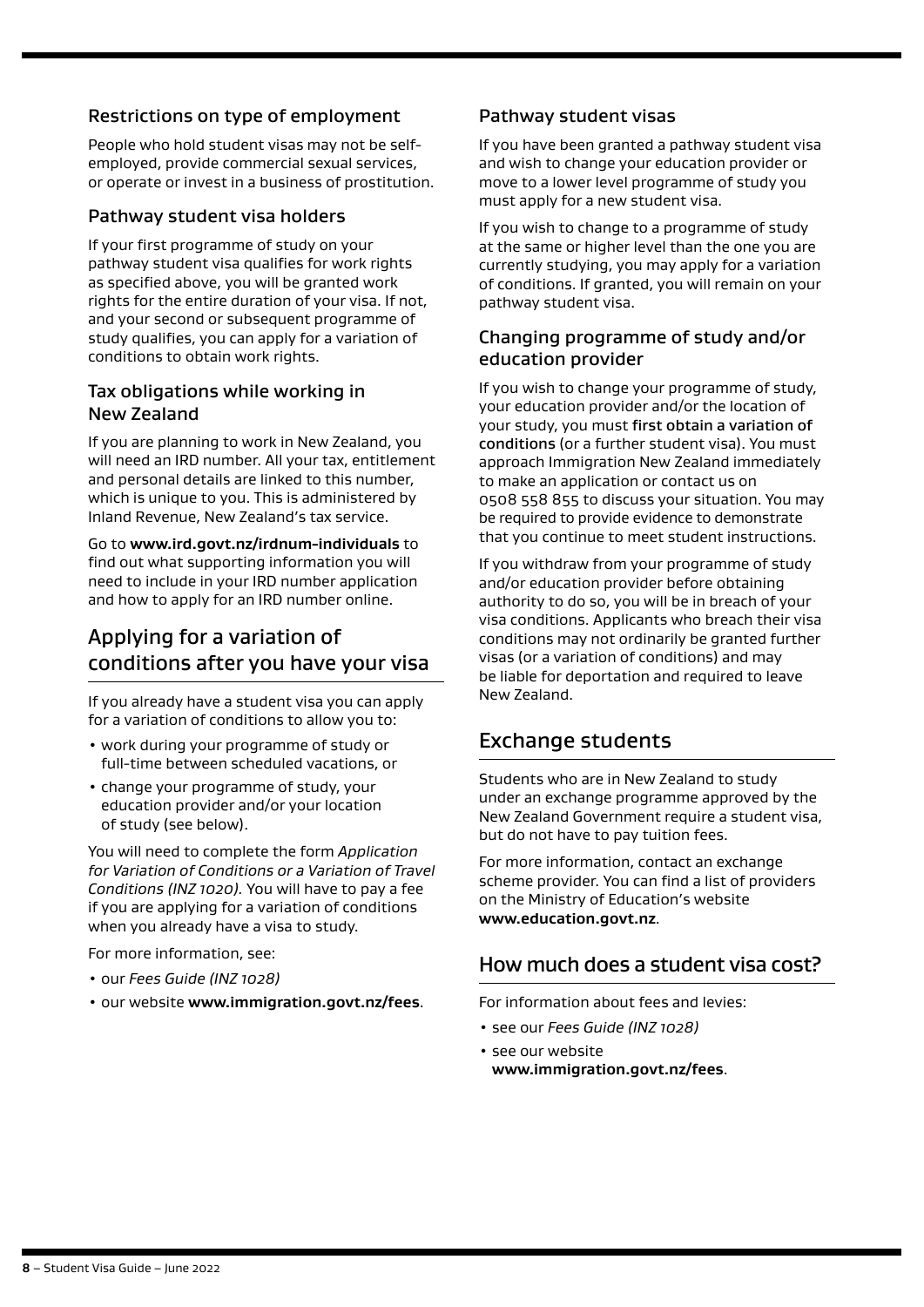### Restrictions on type of employment

People who hold student visas may not be self-employed, provide commercial sexual services, or operate or invest in a business of prostitution.

### Pathway student visa holders

If your first programme of study on your pathway student visa qualifies for work rights as specified above, you will be granted work rights for the entire duration of your visa. If not, and your second or subsequent programme of study qualifies, you can apply for a variation of conditions to obtain work rights.

### Tax obligations while working in New Zealand

If you are planning to work in New Zealand, you will need an IRD number. All your tax, entitlement and personal details are linked to this number, which is unique to you. This is administered by Inland Revenue, New Zealand's tax service.

Go to **www.ird.govt.nz/irdnum-individuals** to find out what supporting information you will need to include in your IRD number application and how to apply for an IRD number online.

## Applying for a variation of conditions after you have your visa

If you already have a student visa you can apply for a variation of conditions to allow you to:

- work during your programme of study or full-time between scheduled vacations, or
- change your programme of study, your education provider and/or your location of study (see below).

You will need to complete the form *Application for Variation of Conditions or a Variation of Travel Conditions (INZ 1020).* You will have to pay a fee if you are applying for a variation of conditions when you already have a visa to study.

For more information, see:

- our *Fees Guide (INZ 1028)*
- our website **www.immigration.govt.nz/fees**.

### Pathway student visas

If you have been granted a pathway student visa and wish to change your education provider or move to a lower level programme of study you must apply for a new student visa.

If you wish to change to a programme of study at the same or higher level than the one you are currently studying, you may apply for a variation of conditions. If granted, you will remain on your pathway student visa.

### Changing programme of study and/or education provider

If you wish to change your programme of study, your education provider and/or the location of your study, you must **first obtain a variation of conditions** (or a further student visa). You must approach Immigration New Zealand immediately to make an application or contact us on 0508 558 855 to discuss your situation. You may be required to provide evidence to demonstrate that you continue to meet student instructions.

If you withdraw from your programme of study and/or education provider before obtaining authority to do so, you will be in breach of your visa conditions. Applicants who breach their visa conditions may not ordinarily be granted further visas (or a variation of conditions) and may be liable for deportation and required to leave New Zealand.

## Exchange students

Students who are in New Zealand to study under an exchange programme approved by the New Zealand Government require a student visa, but do not have to pay tuition fees.

For more information, contact an exchange scheme provider. You can find a list of providers on the Ministry of Education's website **www.education.govt.nz**.

## How much does a student visa cost?

For information about fees and levies:

- see our *Fees Guide (INZ 1028)*
- see our website **www.immigration.govt.nz/fees**.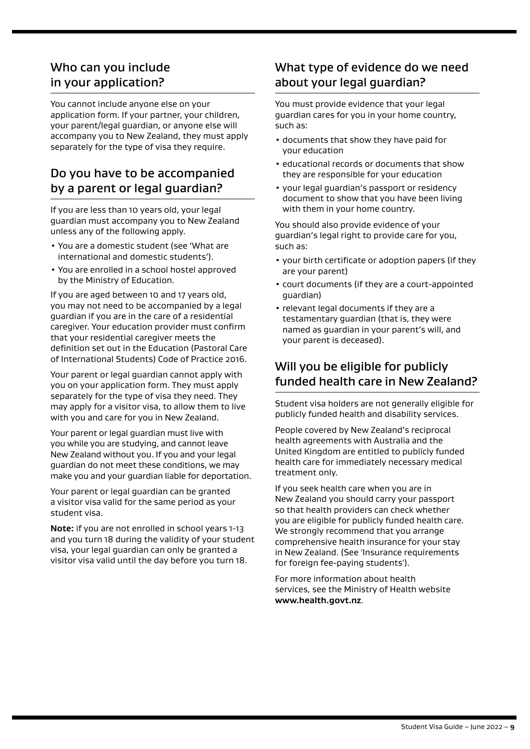## Who can you include in your application?

You cannot include anyone else on your application form. If your partner, your children, your parent/legal guardian, or anyone else will accompany you to New Zealand, they must apply separately for the type of visa they require.

## Do you have to be accompanied by a parent or legal guardian?

If you are less than 10 years old, your legal guardian must accompany you to New Zealand unless any of the following apply.

- You are a domestic student (see 'What are international and domestic students').
- You are enrolled in a school hostel approved by the Ministry of Education.

If you are aged between 10 and 17 years old, you may not need to be accompanied by a legal guardian if you are in the care of a residential caregiver. Your education provider must confirm that your residential caregiver meets the definition set out in the Education (Pastoral Care of International Students) Code of Practice 2016.

Your parent or legal guardian cannot apply with you on your application form. They must apply separately for the type of visa they need. They may apply for a visitor visa, to allow them to live with you and care for you in New Zealand.

Your parent or legal guardian must live with you while you are studying, and cannot leave New Zealand without you. If you and your legal guardian do not meet these conditions, we may make you and your guardian liable for deportation.

Your parent or legal guardian can be granted a visitor visa valid for the same period as your student visa.

**Note:** if you are not enrolled in school years 1-13 and you turn 18 during the validity of your student visa, your legal guardian can only be granted a visitor visa valid until the day before you turn 18.

## What type of evidence do we need about your legal guardian?

You must provide evidence that your legal guardian cares for you in your home country, such as:

- documents that show they have paid for your education
- educational records or documents that show they are responsible for your education
- your legal guardian's passport or residency document to show that you have been living with them in your home country.

You should also provide evidence of your guardian's legal right to provide care for you, such as:

- your birth certificate or adoption papers (if they are your parent)
- court documents (if they are a court-appointed guardian)
- relevant legal documents if they are a testamentary guardian (that is, they were named as guardian in your parent's will, and your parent is deceased).

## Will you be eligible for publicly funded health care in New Zealand?

Student visa holders are not generally eligible for publicly funded health and disability services.

People covered by New Zealand's reciprocal health agreements with Australia and the United Kingdom are entitled to publicly funded health care for immediately necessary medical treatment only.

If you seek health care when you are in New Zealand you should carry your passport so that health providers can check whether you are eligible for publicly funded health care. We strongly recommend that you arrange comprehensive health insurance for your stay in New Zealand. (See 'Insurance requirements for foreign fee-paying students').

For more information about health services, see the Ministry of Health website **www.health.govt.nz**.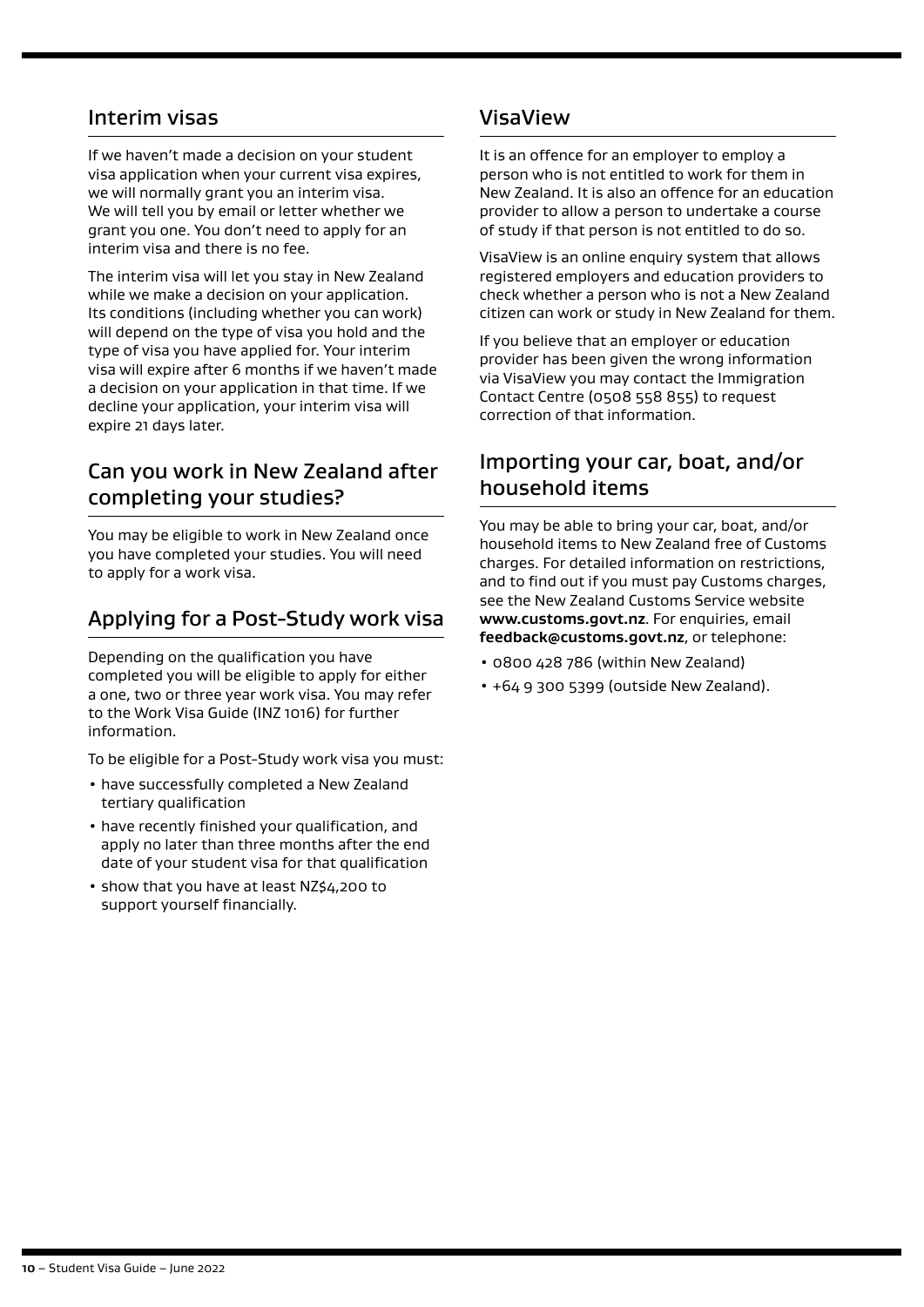## Interim visas

If we haven't made a decision on your student visa application when your current visa expires, we will normally grant you an interim visa. We will tell you by email or letter whether we grant you one. You don't need to apply for an interim visa and there is no fee.

The interim visa will let you stay in New Zealand while we make a decision on your application. Its conditions (including whether you can work) will depend on the type of visa you hold and the type of visa you have applied for. Your interim visa will expire after 6 months if we haven't made a decision on your application in that time. If we decline your application, your interim visa will expire 21 days later.

## Can you work in New Zealand after completing your studies?

You may be eligible to work in New Zealand once you have completed your studies. You will need to apply for a work visa.

## Applying for a Post-Study work visa

Depending on the qualification you have completed you will be eligible to apply for either a one, two or three year work visa. You may refer to the Work Visa Guide (INZ 1016) for further information.

To be eligible for a Post-Study work visa you must:

- have successfully completed a New Zealand tertiary qualification
- have recently finished your qualification, and apply no later than three months after the end date of your student visa for that qualification
- show that you have at least NZ$4,200 to support yourself financially.

## VisaView

It is an offence for an employer to employ a person who is not entitled to work for them in New Zealand. It is also an offence for an education provider to allow a person to undertake a course of study if that person is not entitled to do so.

VisaView is an online enquiry system that allows registered employers and education providers to check whether a person who is not a New Zealand citizen can work or study in New Zealand for them.

If you believe that an employer or education provider has been given the wrong information via VisaView you may contact the Immigration Contact Centre (0508 558 855) to request correction of that information.

## Importing your car, boat, and/or household items

You may be able to bring your car, boat, and/or household items to New Zealand free of Customs charges. For detailed information on restrictions, and to find out if you must pay Customs charges, see the New Zealand Customs Service website **www.customs.govt.nz**. For enquiries, email **feedback@customs.govt.nz**, or telephone:

- 0800 428 786 (within New Zealand)
- +64 9 300 5399 (outside New Zealand).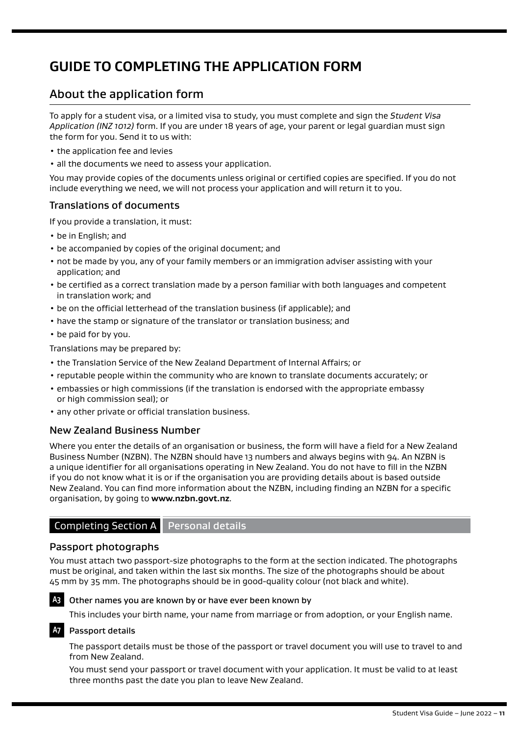# GUIDE TO COMPLETING THE APPLICATION FORM

## About the application form

To apply for a student visa, or a limited visa to study, you must complete and sign the *Student Visa Application (INZ 1012)* form. If you are under 18 years of age, your parent or legal guardian must sign the form for you. Send it to us with:

- the application fee and levies
- all the documents we need to assess your application.

You may provide copies of the documents unless original or certified copies are specified. If you do not include everything we need, we will not process your application and will return it to you.

### Translations of documents

If you provide a translation, it must:

- be in English; and
- be accompanied by copies of the original document; and
- not be made by you, any of your family members or an immigration adviser assisting with your application; and
- be certified as a correct translation made by a person familiar with both languages and competent in translation work; and
- be on the official letterhead of the translation business (if applicable); and
- have the stamp or signature of the translator or translation business; and
- be paid for by you.

Translations may be prepared by:

- the Translation Service of the New Zealand Department of Internal Affairs; or
- reputable people within the community who are known to translate documents accurately; or
- embassies or high commissions (if the translation is endorsed with the appropriate embassy or high commission seal); or
- any other private or official translation business.

### New Zealand Business Number

Where you enter the details of an organisation or business, the form will have a field for a New Zealand Business Number (NZBN). The NZBN should have 13 numbers and always begins with 94. An NZBN is a unique identifier for all organisations operating in New Zealand. You do not have to fill in the NZBN if you do not know what it is or if the organisation you are providing details about is based outside New Zealand. You can find more information about the NZBN, including finding an NZBN for a specific organisation, by going to **www.nzbn.govt.nz**.

## Completing Section A Personal details

### Passport photographs

You must attach two passport-size photographs to the form at the section indicated. The photographs must be original, and taken within the last six months. The size of the photographs should be about 45 mm by 35 mm. The photographs should be in good-quality colour (not black and white).

**A3 Other names you are known by or have ever been known by**

This includes your birth name, your name from marriage or from adoption, or your English name.

**A7 Passport details**

The passport details must be those of the passport or travel document you will use to travel to and from New Zealand.

You must send your passport or travel document with your application. It must be valid to at least three months past the date you plan to leave New Zealand.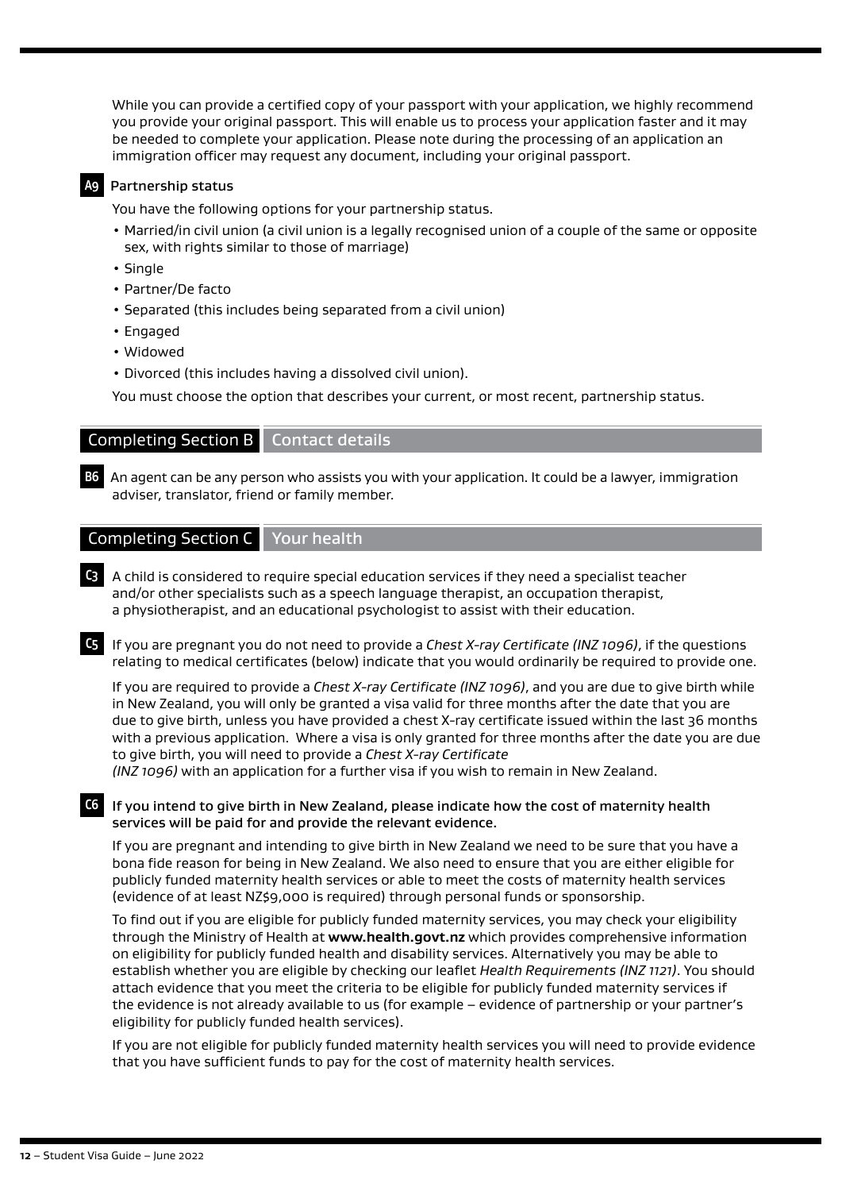While you can provide a certified copy of your passport with your application, we highly recommend you provide your original passport. This will enable us to process your application faster and it may be needed to complete your application. Please note during the processing of an application an immigration officer may request any document, including your original passport.

**A9** Partnership status

You have the following options for your partnership status.

- Married/in civil union (a civil union is a legally recognised union of a couple of the same or opposite sex, with rights similar to those of marriage)
- Single
- Partner/De facto
- Separated (this includes being separated from a civil union)
- Engaged
- Widowed
- Divorced (this includes having a dissolved civil union).

You must choose the option that describes your current, or most recent, partnership status.

## Completing Section B Contact details

**B6** An agent can be any person who assists you with your application. It could be a lawyer, immigration adviser, translator, friend or family member.

## Completing Section C Your health

**C3** A child is considered to require special education services if they need a specialist teacher and/or other specialists such as a speech language therapist, an occupation therapist, a physiotherapist, and an educational psychologist to assist with their education.

**C5** If you are pregnant you do not need to provide a *Chest X-ray Certificate (INZ 1096)*, if the questions relating to medical certificates (below) indicate that you would ordinarily be required to provide one.

If you are required to provide a *Chest X-ray Certificate (INZ 1096)*, and you are due to give birth while in New Zealand, you will only be granted a visa valid for three months after the date that you are due to give birth, unless you have provided a chest X-ray certificate issued within the last 36 months with a previous application. Where a visa is only granted for three months after the date you are due to give birth, you will need to provide a *Chest X-ray Certificate (INZ 1096)* with an application for a further visa if you wish to remain in New Zealand.

**C6** If you intend to give birth in New Zealand, please indicate how the cost of maternity health services will be paid for and provide the relevant evidence.

If you are pregnant and intending to give birth in New Zealand we need to be sure that you have a bona fide reason for being in New Zealand. We also need to ensure that you are either eligible for publicly funded maternity health services or able to meet the costs of maternity health services (evidence of at least NZ$9,000 is required) through personal funds or sponsorship.

To find out if you are eligible for publicly funded maternity services, you may check your eligibility through the Ministry of Health at **www.health.govt.nz** which provides comprehensive information on eligibility for publicly funded health and disability services. Alternatively you may be able to establish whether you are eligible by checking our leaflet *Health Requirements (INZ 1121)*. You should attach evidence that you meet the criteria to be eligible for publicly funded maternity services if the evidence is not already available to us (for example – evidence of partnership or your partner's eligibility for publicly funded health services).

If you are not eligible for publicly funded maternity health services you will need to provide evidence that you have sufficient funds to pay for the cost of maternity health services.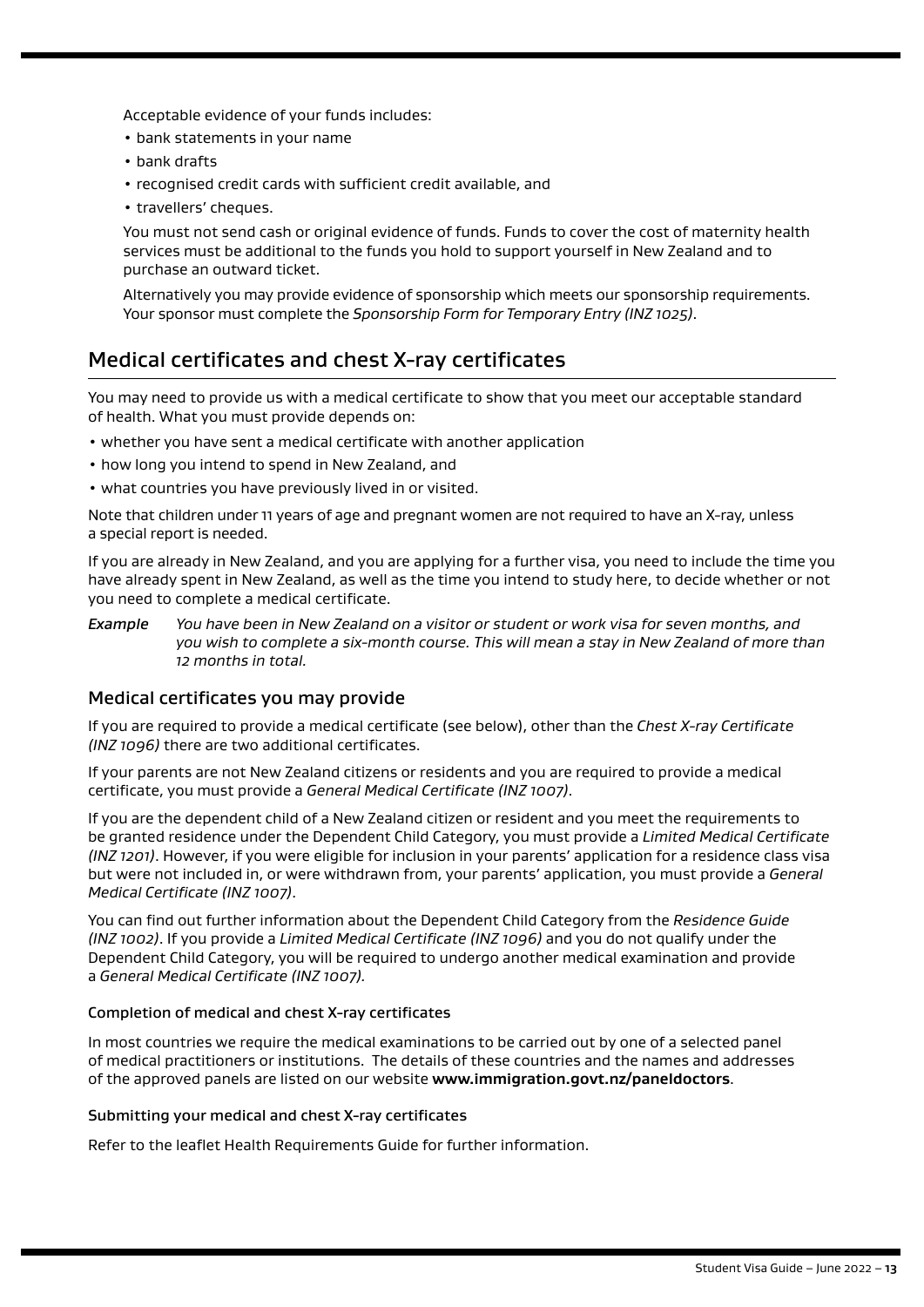Acceptable evidence of your funds includes:

- bank statements in your name
- bank drafts
- recognised credit cards with sufficient credit available, and
- travellers' cheques.

You must not send cash or original evidence of funds. Funds to cover the cost of maternity health services must be additional to the funds you hold to support yourself in New Zealand and to purchase an outward ticket.

Alternatively you may provide evidence of sponsorship which meets our sponsorship requirements. Your sponsor must complete the *Sponsorship Form for Temporary Entry (INZ 1025)*.

## Medical certificates and chest X-ray certificates

You may need to provide us with a medical certificate to show that you meet our acceptable standard of health. What you must provide depends on:

- whether you have sent a medical certificate with another application
- how long you intend to spend in New Zealand, and
- what countries you have previously lived in or visited.

Note that children under 11 years of age and pregnant women are not required to have an X-ray, unless a special report is needed.

If you are already in New Zealand, and you are applying for a further visa, you need to include the time you have already spent in New Zealand, as well as the time you intend to study here, to decide whether or not you need to complete a medical certificate.

*Example* *You have been in New Zealand on a visitor or student or work visa for seven months, and you wish to complete a six-month course. This will mean a stay in New Zealand of more than 12 months in total.*

### Medical certificates you may provide

If you are required to provide a medical certificate (see below), other than the *Chest X-ray Certificate (INZ 1096)* there are two additional certificates.

If your parents are not New Zealand citizens or residents and you are required to provide a medical certificate, you must provide a *General Medical Certificate (INZ 1007)*.

If you are the dependent child of a New Zealand citizen or resident and you meet the requirements to be granted residence under the Dependent Child Category, you must provide a *Limited Medical Certificate (INZ 1201)*. However, if you were eligible for inclusion in your parents' application for a residence class visa but were not included in, or were withdrawn from, your parents' application, you must provide a *General Medical Certificate (INZ 1007)*.

You can find out further information about the Dependent Child Category from the *Residence Guide (INZ 1002)*. If you provide a *Limited Medical Certificate (INZ 1096)* and you do not qualify under the Dependent Child Category, you will be required to undergo another medical examination and provide a *General Medical Certificate (INZ 1007)*.

#### Completion of medical and chest X-ray certificates

In most countries we require the medical examinations to be carried out by one of a selected panel of medical practitioners or institutions. The details of these countries and the names and addresses of the approved panels are listed on our website **www.immigration.govt.nz/paneldoctors**.

#### Submitting your medical and chest X-ray certificates

Refer to the leaflet Health Requirements Guide for further information.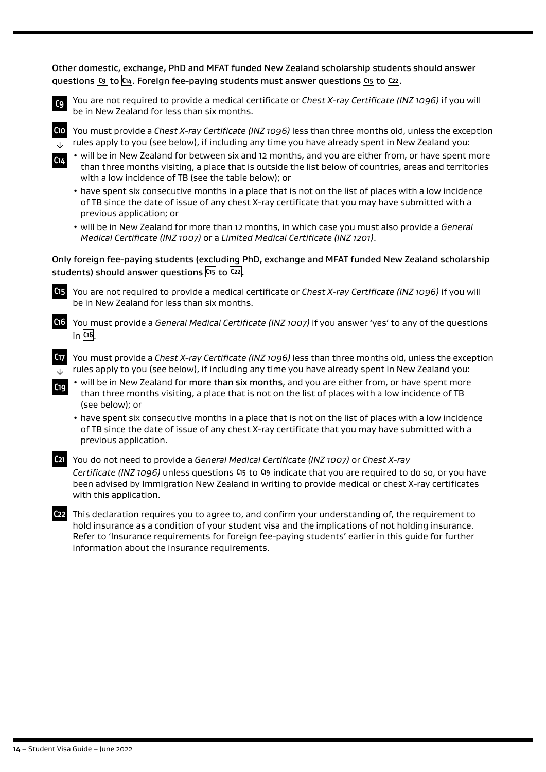**Other domestic, exchange, PhD and MFAT funded New Zealand scholarship students should answer questions C9 to C14. Foreign fee-paying students must answer questions C15 to C22.**

**C9** You are not required to provide a medical certificate or *Chest X-ray Certificate (INZ 1096)* if you will be in New Zealand for less than six months.

**C10 ↓ C14** You must provide a *Chest X-ray Certificate (INZ 1096)* less than three months old, unless the exception rules apply to you (see below), if including any time you have already spent in New Zealand you:

- will be in New Zealand for between six and 12 months, and you are either from, or have spent more than three months visiting, a place that is outside the list below of countries, areas and territories with a low incidence of TB (see the table below); or
- have spent six consecutive months in a place that is not on the list of places with a low incidence of TB since the date of issue of any chest X-ray certificate that you may have submitted with a previous application; or
- will be in New Zealand for more than 12 months, in which case you must also provide a *General Medical Certificate (INZ 1007)* or a *Limited Medical Certificate (INZ 1201)*.

**Only foreign fee-paying students (excluding PhD, exchange and MFAT funded New Zealand scholarship students) should answer questions C15 to C22.**

**C15** You are not required to provide a medical certificate or *Chest X-ray Certificate (INZ 1096)* if you will be in New Zealand for less than six months.

**C16** You must provide a *General Medical Certificate (INZ 1007)* if you answer 'yes' to any of the questions in C16.

**C17 ↓ C19** You **must** provide a *Chest X-ray Certificate (INZ 1096)* less than three months old, unless the exception rules apply to you (see below), if including any time you have already spent in New Zealand you:

- will be in New Zealand for **more than six months**, and you are either from, or have spent more than three months visiting, a place that is not on the list of places with a low incidence of TB (see below); or
- have spent six consecutive months in a place that is not on the list of places with a low incidence of TB since the date of issue of any chest X-ray certificate that you may have submitted with a previous application.

**C21** You do not need to provide a *General Medical Certificate (INZ 1007)* or *Chest X-ray Certificate (INZ 1096)* unless questions C15 to C19 indicate that you are required to do so, or you have been advised by Immigration New Zealand in writing to provide medical or chest X-ray certificates with this application.

**C22** This declaration requires you to agree to, and confirm your understanding of, the requirement to hold insurance as a condition of your student visa and the implications of not holding insurance. Refer to 'Insurance requirements for foreign fee-paying students' earlier in this guide for further information about the insurance requirements.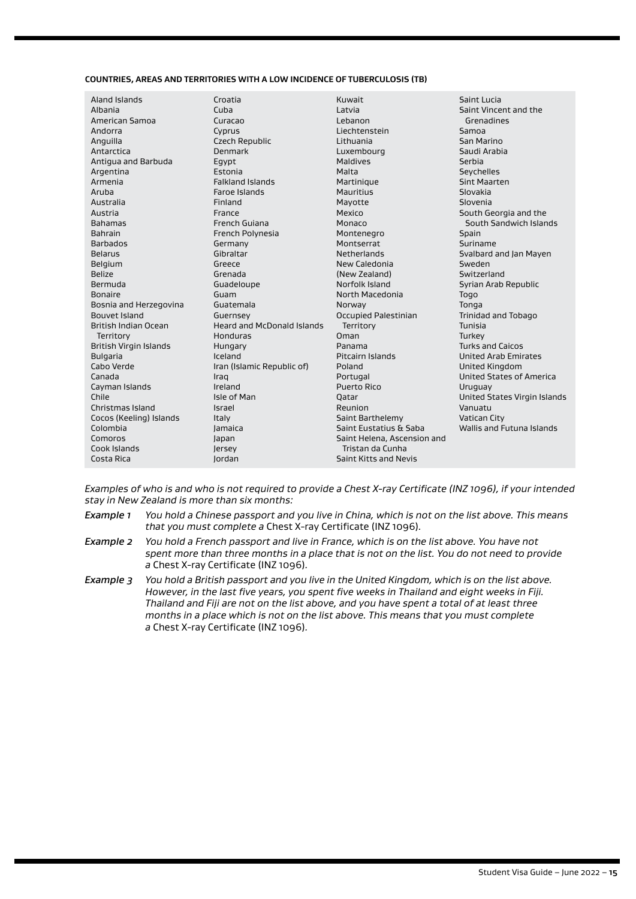**COUNTRIES, AREAS AND TERRITORIES WITH A LOW INCIDENCE OF TUBERCULOSIS (TB)**

- Aland Islands
- Albania
- American Samoa
- Andorra
- Anguilla
- Antarctica
- Antigua and Barbuda
- Argentina
- Armenia
- Aruba
- Australia
- Austria
- Bahamas
- Bahrain
- Barbados
- Belarus
- Belgium
- Belize
- Bermuda
- Bonaire
- Bosnia and Herzegovina
- Bouvet Island
- British Indian Ocean Territory
- British Virgin Islands
- Bulgaria
- Cabo Verde
- Canada
- Cayman Islands
- Chile
- Christmas Island
- Cocos (Keeling) Islands
- Colombia
- Comoros
- Cook Islands
- Costa Rica
- Croatia
- Cuba
- Curacao
- Cyprus
- Czech Republic
- Denmark
- Egypt
- Estonia
- Falkland Islands
- Faroe Islands
- Finland
- France
- French Guiana
- French Polynesia
- Germany
- Gibraltar
- Greece
- Grenada
- Guadeloupe
- Guam
- Guatemala
- Guernsey
- Heard and McDonald Islands
- Honduras
- Hungary
- Iceland
- Iran (Islamic Republic of)
- Iraq
- Ireland
- Isle of Man
- Israel
- Italy
- Jamaica
- Japan
- Jersey
- Jordan
- Kuwait
- Latvia
- Lebanon
- Liechtenstein
- Lithuania
- Luxembourg
- Maldives
- Malta
- Martinique
- Mauritius
- Mayotte
- Mexico
- Monaco
- Montenegro
- Montserrat
- Netherlands
- New Caledonia (New Zealand)
- Norfolk Island
- North Macedonia
- Norway
- Occupied Palestinian Territory
- Oman
- Panama
- Pitcairn Islands
- Poland
- Portugal
- Puerto Rico
- Qatar
- Reunion
- Saint Barthelemy
- Saint Eustatius & Saba
- Saint Helena, Ascension and Tristan da Cunha
- Saint Kitts and Nevis
- Saint Lucia
- Saint Vincent and the Grenadines
- Samoa
- San Marino
- Saudi Arabia
- Serbia
- Seychelles
- Sint Maarten
- Slovakia
- Slovenia
- South Georgia and the South Sandwich Islands
- Spain
- Suriname
- Svalbard and Jan Mayen
- Sweden
- Switzerland
- Syrian Arab Republic
- Togo
- Tonga
- Trinidad and Tobago
- Tunisia
- Turkey
- Turks and Caicos
- United Arab Emirates
- United Kingdom
- United States of America
- Uruguay
- United States Virgin Islands
- Vanuatu
- Vatican City
- Wallis and Futuna Islands

*Examples of who is and who is not required to provide a Chest X-ray Certificate (INZ 1096), if your intended stay in New Zealand is more than six months:*

*Example 1* — *You hold a Chinese passport and you live in China, which is not on the list above. This means that you must complete a* Chest X-ray Certificate (INZ 1096).

*Example 2* — *You hold a French passport and live in France, which is on the list above. You have not spent more than three months in a place that is not on the list. You do not need to provide a* Chest X-ray Certificate (INZ 1096).

*Example 3* — *You hold a British passport and you live in the United Kingdom, which is on the list above. However, in the last five years, you spent five weeks in Thailand and eight weeks in Fiji. Thailand and Fiji are not on the list above, and you have spent a total of at least three months in a place which is not on the list above. This means that you must complete a* Chest X-ray Certificate (INZ 1096).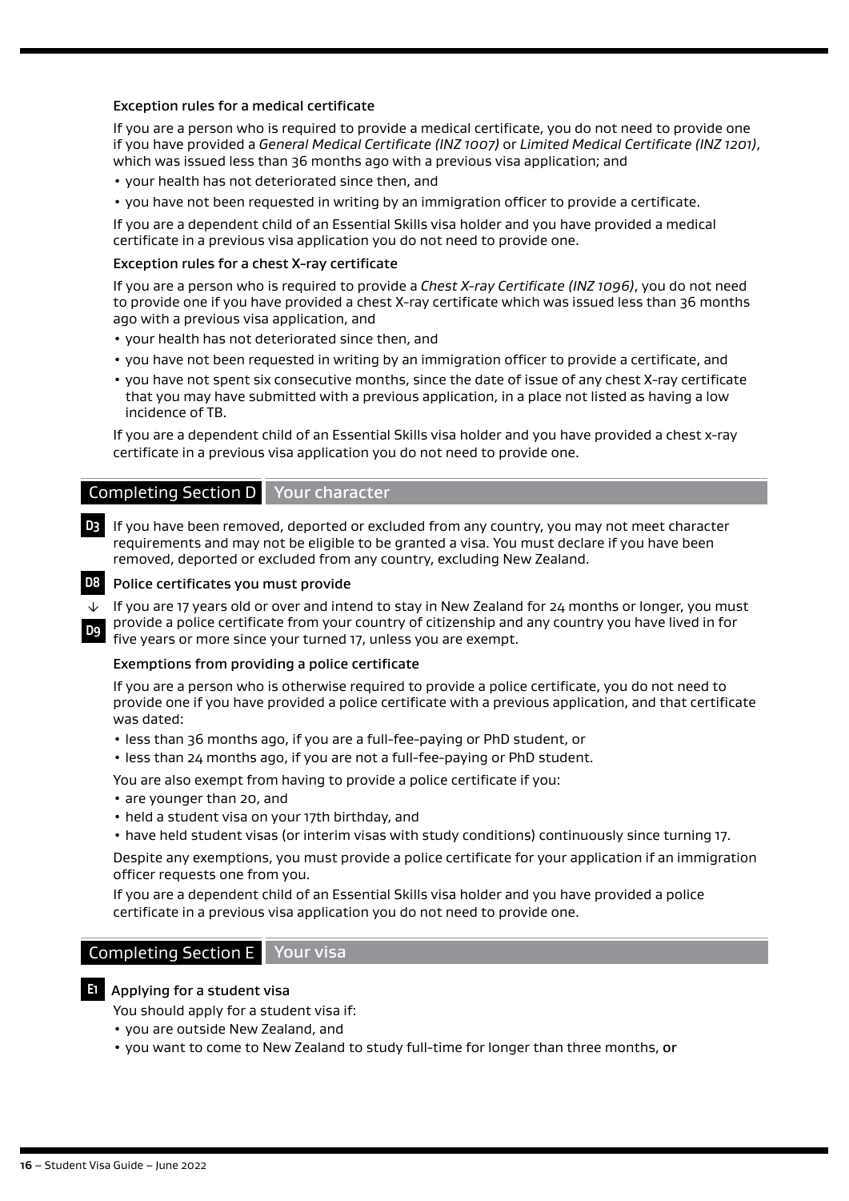#### Exception rules for a medical certificate

If you are a person who is required to provide a medical certificate, you do not need to provide one if you have provided a *General Medical Certificate (INZ 1007)* or *Limited Medical Certificate (INZ 1201)*, which was issued less than 36 months ago with a previous visa application; and

- your health has not deteriorated since then, and
- you have not been requested in writing by an immigration officer to provide a certificate.

If you are a dependent child of an Essential Skills visa holder and you have provided a medical certificate in a previous visa application you do not need to provide one.

#### Exception rules for a chest X-ray certificate

If you are a person who is required to provide a *Chest X-ray Certificate (INZ 1096)*, you do not need to provide one if you have provided a chest X-ray certificate which was issued less than 36 months ago with a previous visa application, and

- your health has not deteriorated since then, and
- you have not been requested in writing by an immigration officer to provide a certificate, and
- you have not spent six consecutive months, since the date of issue of any chest X-ray certificate that you may have submitted with a previous application, in a place not listed as having a low incidence of TB.

If you are a dependent child of an Essential Skills visa holder and you have provided a chest x-ray certificate in a previous visa application you do not need to provide one.

## Completing Section D Your character

**D3** If you have been removed, deported or excluded from any country, you may not meet character requirements and may not be eligible to be granted a visa. You must declare if you have been removed, deported or excluded from any country, excluding New Zealand.

#### D8 Police certificates you must provide

↓

**D9** If you are 17 years old or over and intend to stay in New Zealand for 24 months or longer, you must provide a police certificate from your country of citizenship and any country you have lived in for five years or more since your turned 17, unless you are exempt.

#### Exemptions from providing a police certificate

If you are a person who is otherwise required to provide a police certificate, you do not need to provide one if you have provided a police certificate with a previous application, and that certificate was dated:

- less than 36 months ago, if you are a full-fee-paying or PhD student, or
- less than 24 months ago, if you are not a full-fee-paying or PhD student.

You are also exempt from having to provide a police certificate if you:

- are younger than 20, and
- held a student visa on your 17th birthday, and
- have held student visas (or interim visas with study conditions) continuously since turning 17.

Despite any exemptions, you must provide a police certificate for your application if an immigration officer requests one from you.

If you are a dependent child of an Essential Skills visa holder and you have provided a police certificate in a previous visa application you do not need to provide one.

## Completing Section E Your visa

#### E1 Applying for a student visa

You should apply for a student visa if:

- you are outside New Zealand, and
- you want to come to New Zealand to study full-time for longer than three months, **or**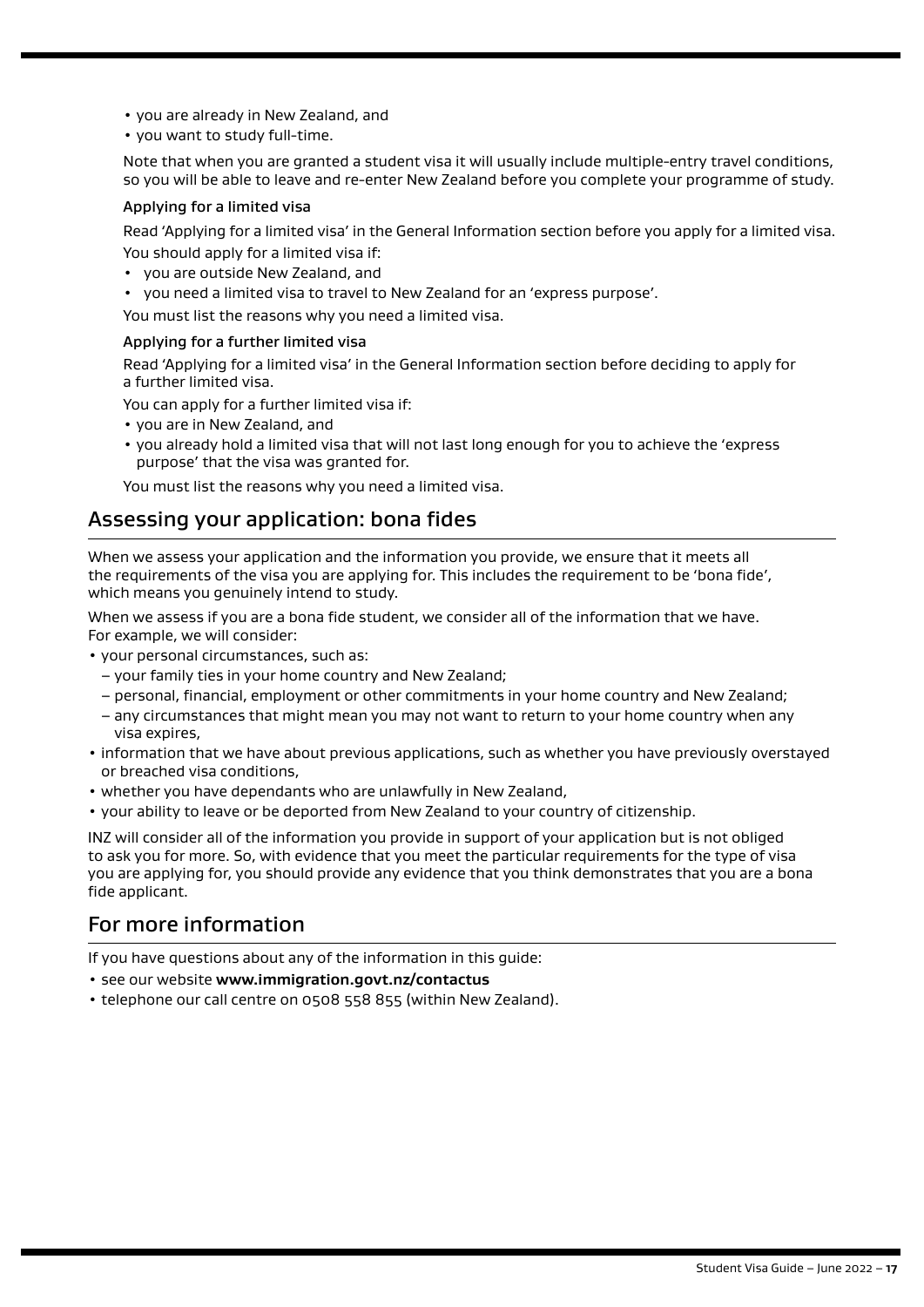- you are already in New Zealand, and
- you want to study full-time.

Note that when you are granted a student visa it will usually include multiple-entry travel conditions, so you will be able to leave and re-enter New Zealand before you complete your programme of study.

#### Applying for a limited visa

Read 'Applying for a limited visa' in the General Information section before you apply for a limited visa.

You should apply for a limited visa if:

- you are outside New Zealand, and
- you need a limited visa to travel to New Zealand for an 'express purpose'.

You must list the reasons why you need a limited visa.

#### Applying for a further limited visa

Read 'Applying for a limited visa' in the General Information section before deciding to apply for a further limited visa.

You can apply for a further limited visa if:

- you are in New Zealand, and
- you already hold a limited visa that will not last long enough for you to achieve the 'express purpose' that the visa was granted for.

You must list the reasons why you need a limited visa.

## Assessing your application: bona fides

When we assess your application and the information you provide, we ensure that it meets all the requirements of the visa you are applying for. This includes the requirement to be 'bona fide', which means you genuinely intend to study.

When we assess if you are a bona fide student, we consider all of the information that we have. For example, we will consider:

- your personal circumstances, such as:
  - your family ties in your home country and New Zealand;
  - personal, financial, employment or other commitments in your home country and New Zealand;
  - any circumstances that might mean you may not want to return to your home country when any visa expires,
- information that we have about previous applications, such as whether you have previously overstayed or breached visa conditions,
- whether you have dependants who are unlawfully in New Zealand,
- your ability to leave or be deported from New Zealand to your country of citizenship.

INZ will consider all of the information you provide in support of your application but is not obliged to ask you for more. So, with evidence that you meet the particular requirements for the type of visa you are applying for, you should provide any evidence that you think demonstrates that you are a bona fide applicant.

## For more information

If you have questions about any of the information in this guide:

- see our website **www.immigration.govt.nz/contactus**
- telephone our call centre on 0508 558 855 (within New Zealand).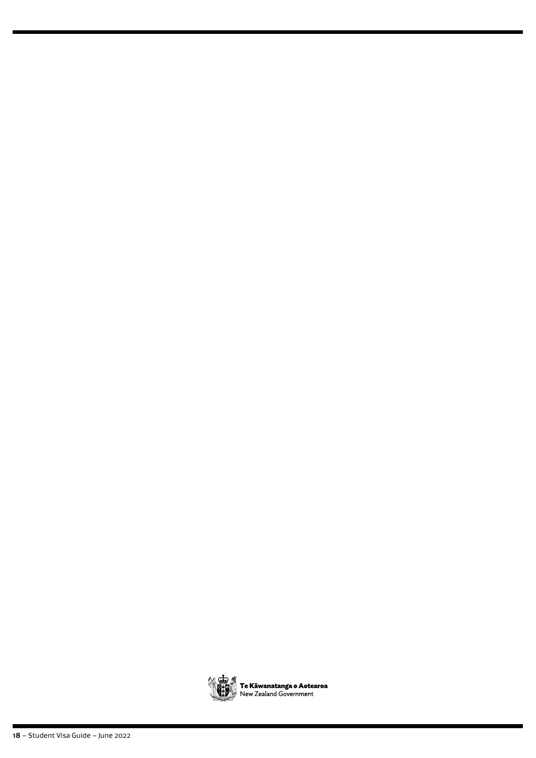Te Kāwanatanga o Aotearoa
New Zealand Government